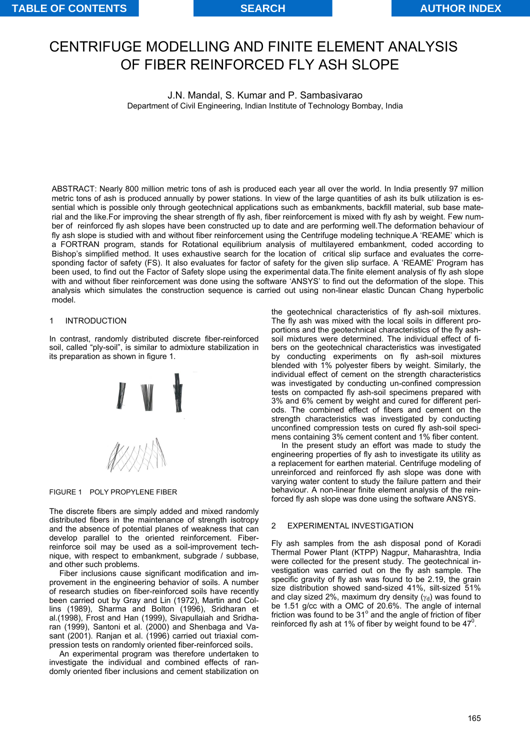# CENTRIFUGE MODELLING AND FINITE ELEMENT ANALYSIS OF FIBER REINFORCED FLY ASH SLOPE

J.N. Mandal, S. Kumar and P. Sambasivarao

Department of Civil Engineering, Indian Institute of Technology Bombay, India

ABSTRACT: Nearly 800 million metric tons of ash is produced each year all over the world. In India presently 97 million metric tons of ash is produced annually by power stations. In view of the large quantities of ash its bulk utilization is essential which is possible only through geotechnical applications such as embankments, backfill material, sub base material and the like.For improving the shear strength of fly ash, fiber reinforcement is mixed with fly ash by weight. Few number of reinforced fly ash slopes have been constructed up to date and are performing well.The deformation behaviour of fly ash slope is studied with and without fiber reinforcement using the Centrifuge modeling technique.A 'REAME' which is a FORTRAN program, stands for Rotational equilibrium analysis of multilayered embankment, coded according to Bishop's simplified method. It uses exhaustive search for the location of critical slip surface and evaluates the corresponding factor of safety (FS). It also evaluates for factor of safety for the given slip surface. A 'REAME' Program has been used, to find out the Factor of Safety slope using the experimental data.The finite element analysis of fly ash slope with and without fiber reinforcement was done using the software 'ANSYS' to find out the deformation of the slope. This analysis which simulates the construction sequence is carried out using non-linear elastic Duncan Chang hyperbolic model.

## 1 INTRODUCTION

In contrast, randomly distributed discrete fiber-reinforced soil, called "ply-soil", is similar to admixture stabilization in its preparation as shown in figure 1.

FIGURE 1 POLY PROPYLENE FIBER

The discrete fibers are simply added and mixed randomly distributed fibers in the maintenance of strength isotropy and the absence of potential planes of weakness that can develop parallel to the oriented reinforcement. Fiber-reinforce soil may be used as a soil-improvement technique, with respect to embankment, subgrade / subbase, and other such problems.

Fiber inclusions cause significant modification and improvement in the engineering behavior of soils. A number of research studies on fiber-reinforced soils have recently been carried out by Gray and Lin (1972), Martin and Collins (1989), Sharma and Bolton (1996), Sridharan et al.(1998), Frost and Han (1999), Sivapullaiah and Sridharan (1999), Santoni et al. (2000) and Shenbaga and Vasant (2001). Ranjan et al. (1996) carried out triaxial compression tests on randomly oriented fiber-reinforced soils.

An experimental program was therefore undertaken to investigate the individual and combined effects of randomly oriented fiber inclusions and cement stabilization on the geotechnical characteristics of fly ash-soil mixtures. The fly ash was mixed with the local soils in different proportions and the geotechnical characteristics of the fly ash-soil mixtures were determined. The individual effect of fibers on the geotechnical characteristics was investigated by conducting experiments on fly ash-soil mixtures blended with 1% polyester fibers by weight. Similarly, the individual effect of cement on the strength characteristics was investigated by conducting un-confined compression tests on compacted fly ash-soil specimens prepared with 3% and 6% cement by weight and cured for different periods. The combined effect of fibers and cement on the strength characteristics was investigated by conducting unconfined compression tests on cured fly ash-soil specimens containing 3% cement content and 1% fiber content.

In the present study an effort was made to study the engineering properties of fly ash to investigate its utility as a replacement for earthen material. Centrifuge modeling of unreinforced and reinforced fly ash slope was done with varying water content to study the failure pattern and their behaviour. A non-linear finite element analysis of the reinforced fly ash slope was done using the software ANSYS.

## 2 EXPERIMENTAL INVESTIGATION

Fly ash samples from the ash disposal pond of Koradi Thermal Power Plant (KTPP) Nagpur, Maharashtra, India were collected for the present study. The geotechnical investigation was carried out on the fly ash sample. The specific gravity of fly ash was found to be 2.19, the grain size distribution showed sand-sized 41%, silt-sized 51% and clay sized 2%, maximum dry density ($\gamma_d$) was found to be 1.51 g/cc with a OMC of 20.6%. The angle of internal friction was found to be 31$^{o}$ and the angle of friction of fiber reinforced fly ash at 1% of fiber by weight found to be 47$^{0}$.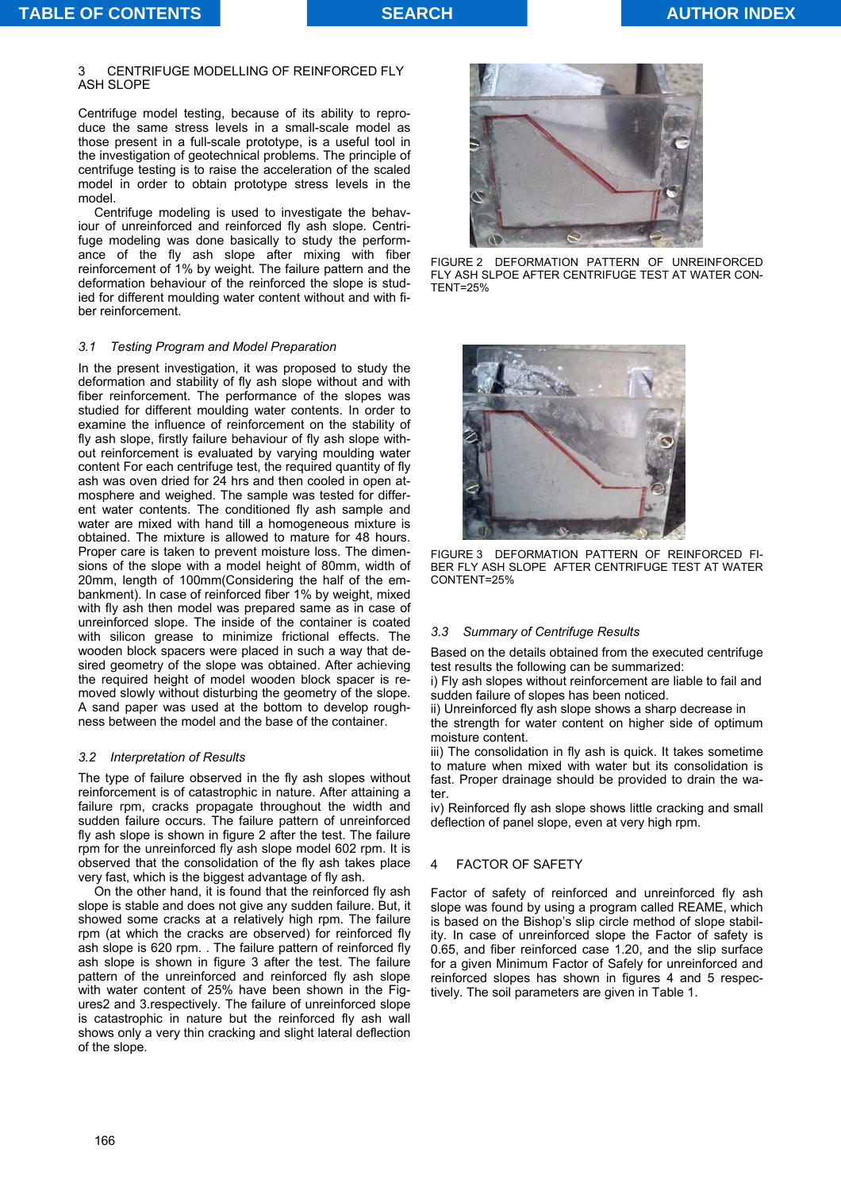## 3 CENTRIFUGE MODELLING OF REINFORCED FLY ASH SLOPE

Centrifuge model testing, because of its ability to reproduce the same stress levels in a small-scale model as those present in a full-scale prototype, is a useful tool in the investigation of geotechnical problems. The principle of centrifuge testing is to raise the acceleration of the scaled model in order to obtain prototype stress levels in the model.

Centrifuge modeling is used to investigate the behaviour of unreinforced and reinforced fly ash slope. Centrifuge modeling was done basically to study the performance of the fly ash slope after mixing with fiber reinforcement of 1% by weight. The failure pattern and the deformation behaviour of the reinforced the slope is studied for different moulding water content without and with fiber reinforcement.

### 3.1 *Testing Program and Model Preparation*

In the present investigation, it was proposed to study the deformation and stability of fly ash slope without and with fiber reinforcement. The performance of the slopes was studied for different moulding water contents. In order to examine the influence of reinforcement on the stability of fly ash slope, firstly failure behaviour of fly ash slope without reinforcement is evaluated by varying moulding water content For each centrifuge test, the required quantity of fly ash was oven dried for 24 hrs and then cooled in open atmosphere and weighed. The sample was tested for different water contents. The conditioned fly ash sample and water are mixed with hand till a homogeneous mixture is obtained. The mixture is allowed to mature for 48 hours. Proper care is taken to prevent moisture loss. The dimensions of the slope with a model height of 80mm, width of 20mm, length of 100mm(Considering the half of the embankment). In case of reinforced fiber 1% by weight, mixed with fly ash then model was prepared same as in case of unreinforced slope. The inside of the container is coated with silicon grease to minimize frictional effects. The wooden block spacers were placed in such a way that desired geometry of the slope was obtained. After achieving the required height of model wooden block spacer is removed slowly without disturbing the geometry of the slope. A sand paper was used at the bottom to develop roughness between the model and the base of the container.

### 3.2 *Interpretation of Results*

The type of failure observed in the fly ash slopes without reinforcement is of catastrophic in nature. After attaining a failure rpm, cracks propagate throughout the width and sudden failure occurs. The failure pattern of unreinforced fly ash slope is shown in figure 2 after the test. The failure rpm for the unreinforced fly ash slope model 602 rpm. It is observed that the consolidation of the fly ash takes place very fast, which is the biggest advantage of fly ash.

On the other hand, it is found that the reinforced fly ash slope is stable and does not give any sudden failure. But, it showed some cracks at a relatively high rpm. The failure rpm (at which the cracks are observed) for reinforced fly ash slope is 620 rpm. . The failure pattern of reinforced fly ash slope is shown in figure 3 after the test. The failure pattern of the unreinforced and reinforced fly ash slope with water content of 25% have been shown in the Figures2 and 3.respectively. The failure of unreinforced slope is catastrophic in nature but the reinforced fly ash wall shows only a very thin cracking and slight lateral deflection of the slope.

FIGURE 2 DEFORMATION PATTERN OF UNREINFORCED FLY ASH SLPOE AFTER CENTRIFUGE TEST AT WATER CONTENT=25%

FIGURE 3 DEFORMATION PATTERN OF REINFORCED FIBER FLY ASH SLOPE AFTER CENTRIFUGE TEST AT WATER CONTENT=25%

### 3.3 *Summary of Centrifuge Results*

Based on the details obtained from the executed centrifuge test results the following can be summarized:

i) Fly ash slopes without reinforcement are liable to fail and sudden failure of slopes has been noticed.

ii) Unreinforced fly ash slope shows a sharp decrease in the strength for water content on higher side of optimum moisture content.

iii) The consolidation in fly ash is quick. It takes sometime to mature when mixed with water but its consolidation is fast. Proper drainage should be provided to drain the water.

iv) Reinforced fly ash slope shows little cracking and small deflection of panel slope, even at very high rpm.

## 4 FACTOR OF SAFETY

Factor of safety of reinforced and unreinforced fly ash slope was found by using a program called REAME, which is based on the Bishop's slip circle method of slope stability. In case of unreinforced slope the Factor of safety is 0.65, and fiber reinforced case 1.20, and the slip surface for a given Minimum Factor of Safely for unreinforced and reinforced slopes has shown in figures 4 and 5 respectively. The soil parameters are given in Table 1.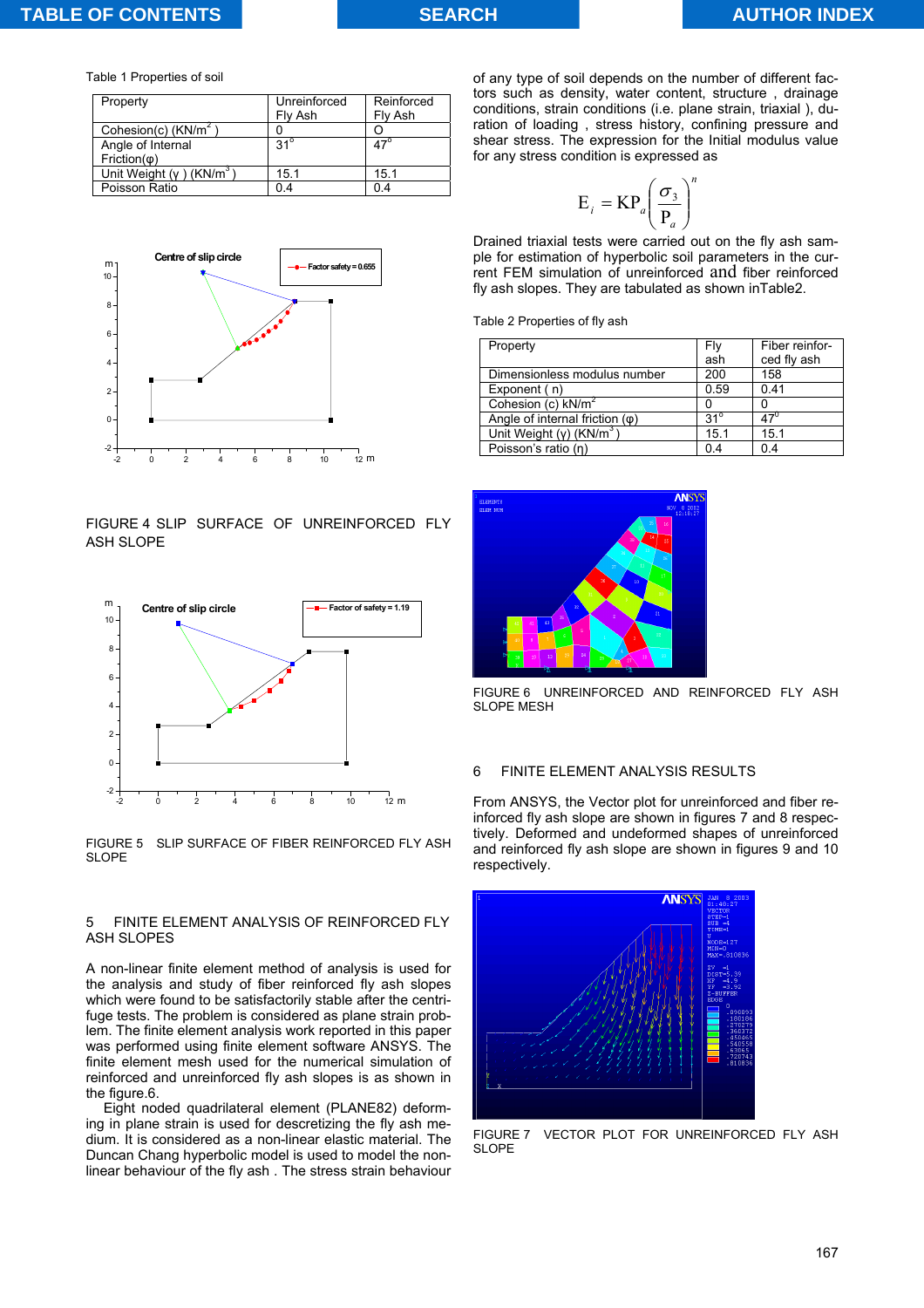Table 1 Properties of soil

| Property | Unreinforced Fly Ash | Reinforced Fly Ash |
|---|---|---|
| Cohesion(c) (KN/m$^2$ ) | 0 | O |
| Angle of Internal Friction(φ) | 31$^o$ | 47$^o$ |
| Unit Weight (γ ) (KN/m$^3$ ) | 15.1 | 15.1 |
| Poisson Ratio | 0.4 | 0.4 |

FIGURE 4 SLIP SURFACE OF UNREINFORCED FLY ASH SLOPE

FIGURE 5 SLIP SURFACE OF FIBER REINFORCED FLY ASH SLOPE

## 5 FINITE ELEMENT ANALYSIS OF REINFORCED FLY ASH SLOPES

A non-linear finite element method of analysis is used for the analysis and study of fiber reinforced fly ash slopes which were found to be satisfactorily stable after the centrifuge tests. The problem is considered as plane strain problem. The finite element analysis work reported in this paper was performed using finite element software ANSYS. The finite element mesh used for the numerical simulation of reinforced and unreinforced fly ash slopes is as shown in the figure.6.

Eight noded quadrilateral element (PLANE82) deforming in plane strain is used for descretizing the fly ash medium. It is considered as a non-linear elastic material. The Duncan Chang hyperbolic model is used to model the nonlinear behaviour of the fly ash . The stress strain behaviour of any type of soil depends on the number of different factors such as density, water content, structure , drainage conditions, strain conditions (i.e. plane strain, triaxial ), duration of loading , stress history, confining pressure and shear stress. The expression for the Initial modulus value for any stress condition is expressed as

$$E_i = KP_a\left(\frac{\sigma_3}{P_a}\right)^n$$

Drained triaxial tests were carried out on the fly ash sample for estimation of hyperbolic soil parameters in the current FEM simulation of unreinforced and fiber reinforced fly ash slopes. They are tabulated as shown inTable2.

Table 2 Properties of fly ash

| Property | Fly ash | Fiber reinforced fly ash |
|---|---|---|
| Dimensionless modulus number | 200 | 158 |
| Exponent ( n) | 0.59 | 0.41 |
| Cohesion (c) kN/m$^2$ | 0 | 0 |
| Angle of internal friction (φ) | 31$^o$ | 47$^0$ |
| Unit Weight (γ) (KN/m$^3$ ) | 15.1 | 15.1 |
| Poisson's ratio (η) | 0.4 | 0.4 |

FIGURE 6 UNREINFORCED AND REINFORCED FLY ASH SLOPE MESH

## 6 FINITE ELEMENT ANALYSIS RESULTS

From ANSYS, the Vector plot for unreinforced and fiber reinforced fly ash slope are shown in figures 7 and 8 respectively. Deformed and undeformed shapes of unreinforced and reinforced fly ash slope are shown in figures 9 and 10 respectively.

FIGURE 7 VECTOR PLOT FOR UNREINFORCED FLY ASH SLOPE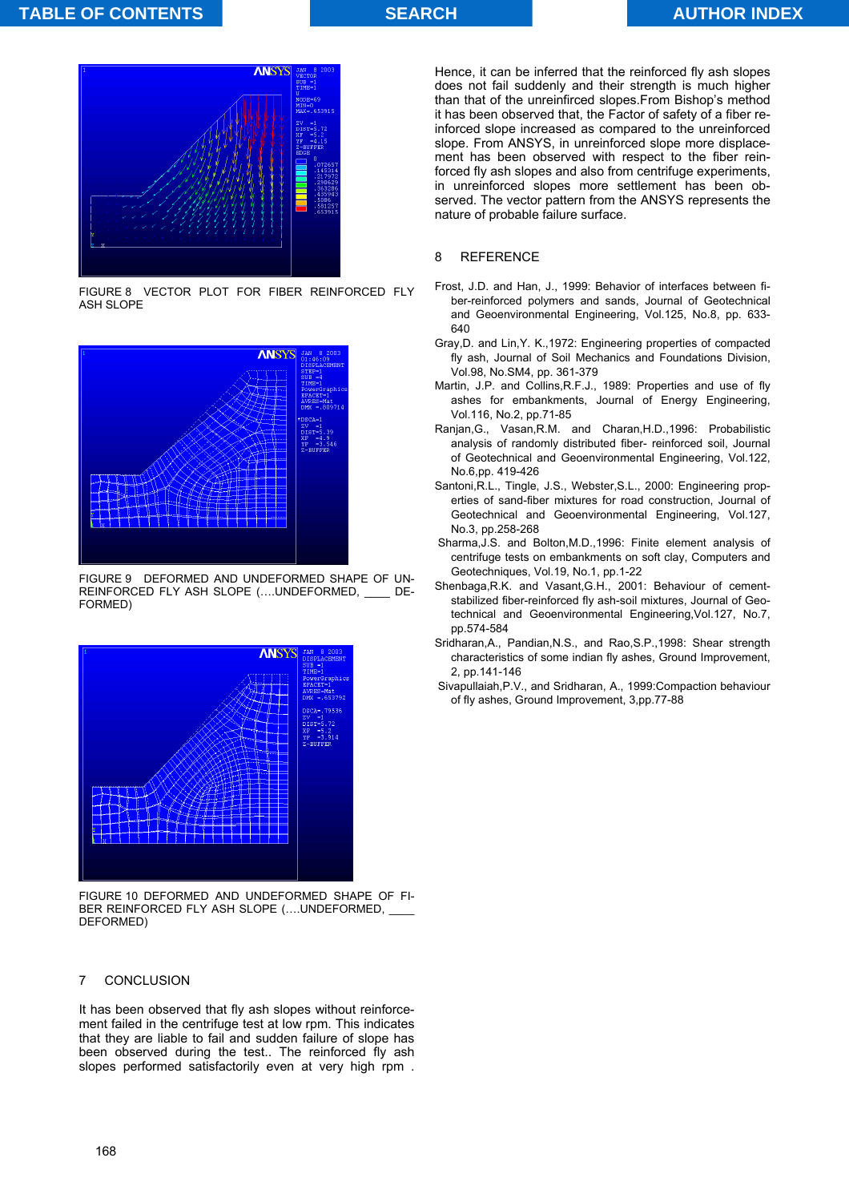FIGURE 8 VECTOR PLOT FOR FIBER REINFORCED FLY ASH SLOPE

FIGURE 9 DEFORMED AND UNDEFORMED SHAPE OF UNREINFORCED FLY ASH SLOPE (….UNDEFORMED, ____ DEFORMED)

FIGURE 10 DEFORMED AND UNDEFORMED SHAPE OF FIBER REINFORCED FLY ASH SLOPE (….UNDEFORMED, ____ DEFORMED)

## 7 CONCLUSION

It has been observed that fly ash slopes without reinforcement failed in the centrifuge test at low rpm. This indicates that they are liable to fail and sudden failure of slope has been observed during the test.. The reinforced fly ash slopes performed satisfactorily even at very high rpm . Hence, it can be inferred that the reinforced fly ash slopes does not fail suddenly and their strength is much higher than that of the unreinfirced slopes.From Bishop's method it has been observed that, the Factor of safety of a fiber reinforced slope increased as compared to the unreinforced slope. From ANSYS, in unreinforced slope more displacement has been observed with respect to the fiber reinforced fly ash slopes and also from centrifuge experiments, in unreinforced slopes more settlement has been observed. The vector pattern from the ANSYS represents the nature of probable failure surface.

## 8 REFERENCE

Frost, J.D. and Han, J., 1999: Behavior of interfaces between fiber-reinforced polymers and sands, Journal of Geotechnical and Geoenvironmental Engineering, Vol.125, No.8, pp. 633-640

Gray,D. and Lin,Y. K.,1972: Engineering properties of compacted fly ash, Journal of Soil Mechanics and Foundations Division, Vol.98, No.SM4, pp. 361-379

Martin, J.P. and Collins,R.F.J., 1989: Properties and use of fly ashes for embankments, Journal of Energy Engineering, Vol.116, No.2, pp.71-85

Ranjan,G., Vasan,R.M. and Charan,H.D.,1996: Probabilistic analysis of randomly distributed fiber- reinforced soil, Journal of Geotechnical and Geoenvironmental Engineering, Vol.122, No.6,pp. 419-426

Santoni,R.L., Tingle, J.S., Webster,S.L., 2000: Engineering properties of sand-fiber mixtures for road construction, Journal of Geotechnical and Geoenvironmental Engineering, Vol.127, No.3, pp.258-268

Sharma,J.S. and Bolton,M.D.,1996: Finite element analysis of centrifuge tests on embankments on soft clay, Computers and Geotechniques, Vol.19, No.1, pp.1-22

Shenbaga,R.K. and Vasant,G.H., 2001: Behaviour of cement-stabilized fiber-reinforced fly ash-soil mixtures, Journal of Geotechnical and Geoenvironmental Engineering,Vol.127, No.7, pp.574-584

Sridharan,A., Pandian,N.S., and Rao,S.P.,1998: Shear strength characteristics of some indian fly ashes, Ground Improvement, 2, pp.141-146

Sivapullaiah,P.V., and Sridharan, A., 1999:Compaction behaviour of fly ashes, Ground Improvement, 3,pp.77-88